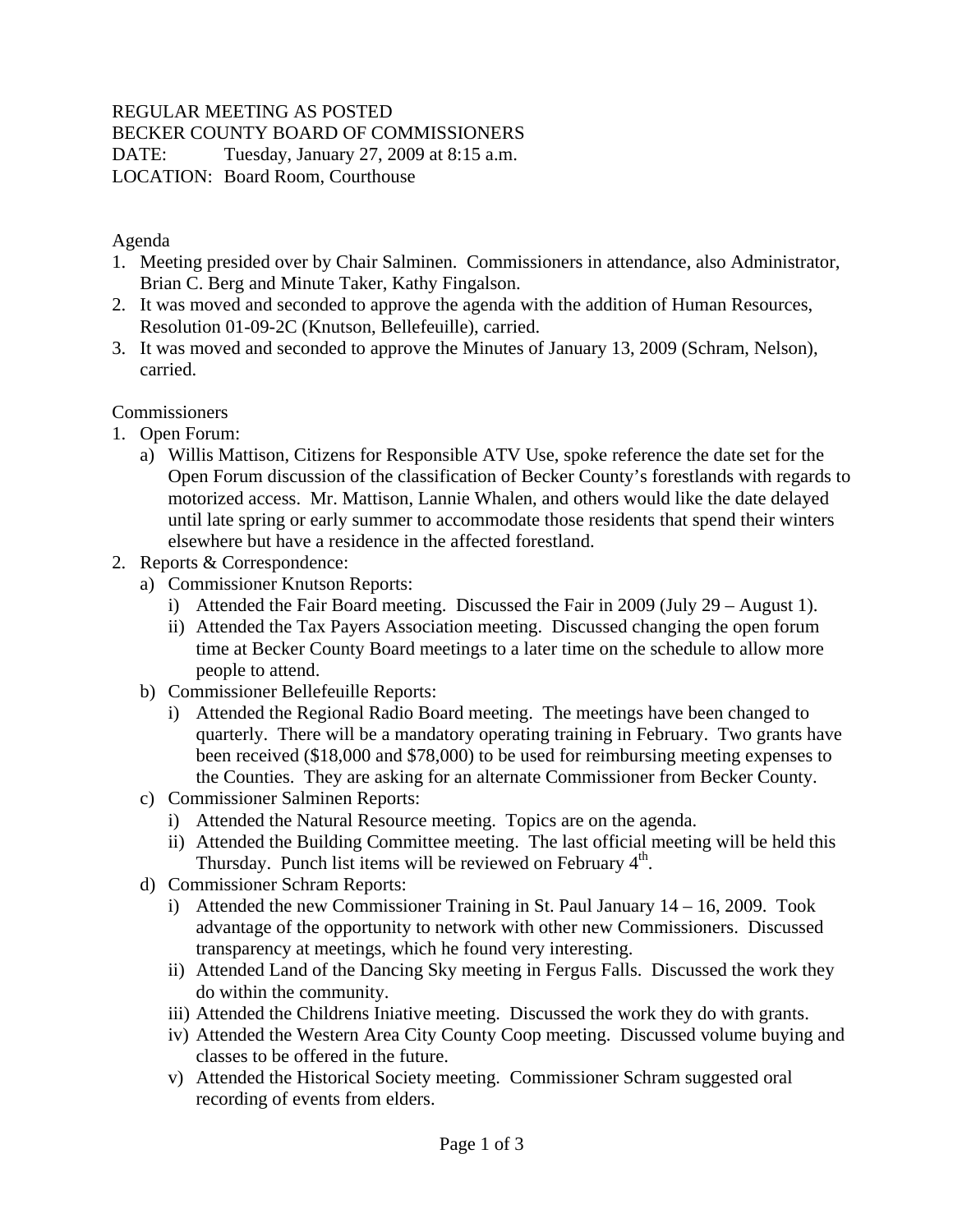REGULAR MEETING AS POSTED
BECKER COUNTY BOARD OF COMMISSIONERS
DATE: Tuesday, January 27, 2009 at 8:15 a.m.
LOCATION: Board Room, Courthouse

Agenda

1. Meeting presided over by Chair Salminen. Commissioners in attendance, also Administrator, Brian C. Berg and Minute Taker, Kathy Fingalson.
2. It was moved and seconded to approve the agenda with the addition of Human Resources, Resolution 01-09-2C (Knutson, Bellefeuille), carried.
3. It was moved and seconded to approve the Minutes of January 13, 2009 (Schram, Nelson), carried.

Commissioners

1. Open Forum:
   a) Willis Mattison, Citizens for Responsible ATV Use, spoke reference the date set for the Open Forum discussion of the classification of Becker County's forestlands with regards to motorized access. Mr. Mattison, Lannie Whalen, and others would like the date delayed until late spring or early summer to accommodate those residents that spend their winters elsewhere but have a residence in the affected forestland.
2. Reports & Correspondence:
   a) Commissioner Knutson Reports:
      i) Attended the Fair Board meeting. Discussed the Fair in 2009 (July 29 – August 1).
      ii) Attended the Tax Payers Association meeting. Discussed changing the open forum time at Becker County Board meetings to a later time on the schedule to allow more people to attend.
   b) Commissioner Bellefeuille Reports:
      i) Attended the Regional Radio Board meeting. The meetings have been changed to quarterly. There will be a mandatory operating training in February. Two grants have been received ($18,000 and $78,000) to be used for reimbursing meeting expenses to the Counties. They are asking for an alternate Commissioner from Becker County.
   c) Commissioner Salminen Reports:
      i) Attended the Natural Resource meeting. Topics are on the agenda.
      ii) Attended the Building Committee meeting. The last official meeting will be held this Thursday. Punch list items will be reviewed on February 4th.
   d) Commissioner Schram Reports:
      i) Attended the new Commissioner Training in St. Paul January 14 – 16, 2009. Took advantage of the opportunity to network with other new Commissioners. Discussed transparency at meetings, which he found very interesting.
      ii) Attended Land of the Dancing Sky meeting in Fergus Falls. Discussed the work they do within the community.
      iii) Attended the Childrens Iniative meeting. Discussed the work they do with grants.
      iv) Attended the Western Area City County Coop meeting. Discussed volume buying and classes to be offered in the future.
      v) Attended the Historical Society meeting. Commissioner Schram suggested oral recording of events from elders.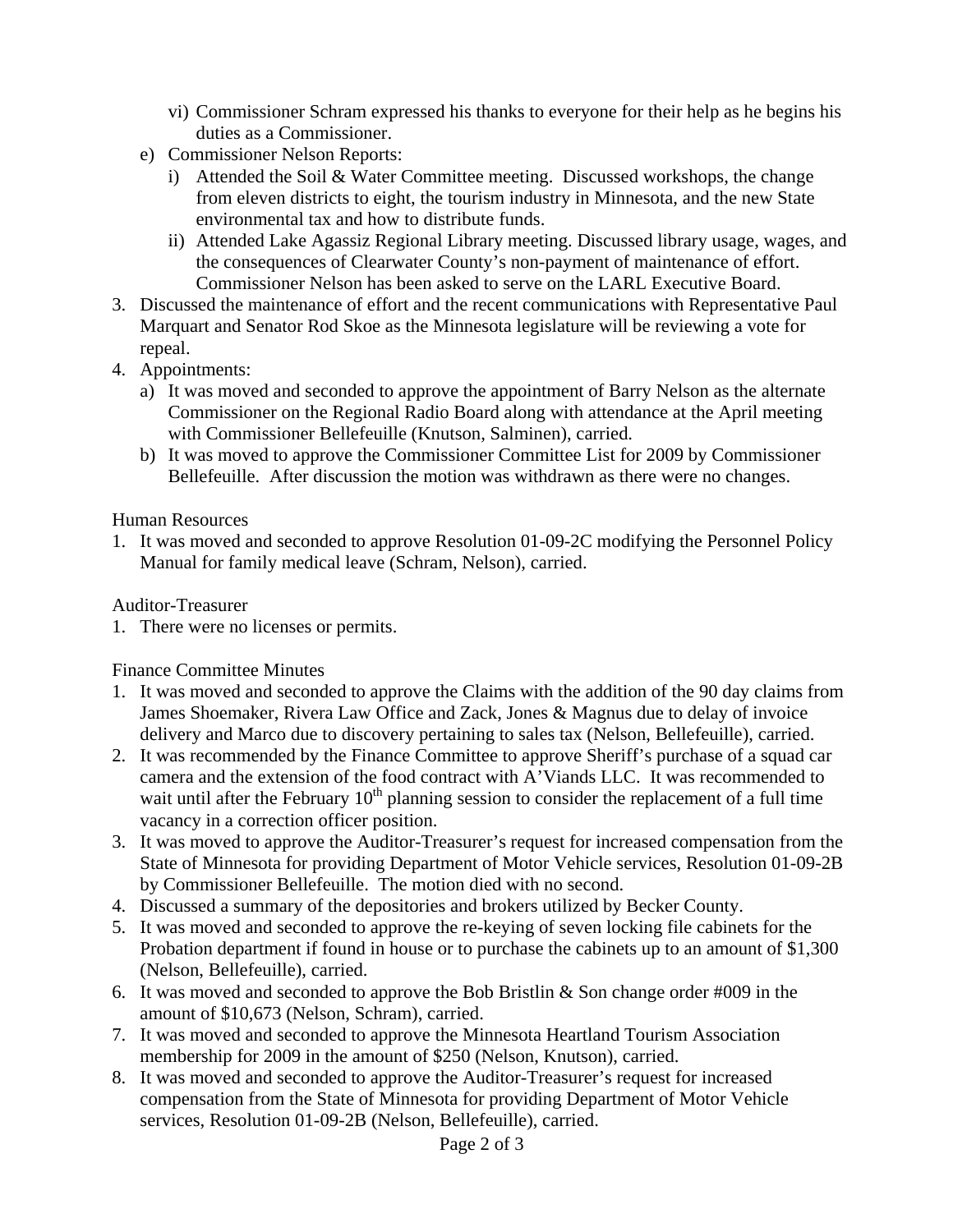- vi) Commissioner Schram expressed his thanks to everyone for their help as he begins his duties as a Commissioner.
   - e) Commissioner Nelson Reports:
     - i) Attended the Soil & Water Committee meeting. Discussed workshops, the change from eleven districts to eight, the tourism industry in Minnesota, and the new State environmental tax and how to distribute funds.
     - ii) Attended Lake Agassiz Regional Library meeting. Discussed library usage, wages, and the consequences of Clearwater County's non-payment of maintenance of effort. Commissioner Nelson has been asked to serve on the LARL Executive Board.

3. Discussed the maintenance of effort and the recent communications with Representative Paul Marquart and Senator Rod Skoe as the Minnesota legislature will be reviewing a vote for repeal.
4. Appointments:
   - a) It was moved and seconded to approve the appointment of Barry Nelson as the alternate Commissioner on the Regional Radio Board along with attendance at the April meeting with Commissioner Bellefeuille (Knutson, Salminen), carried.
   - b) It was moved to approve the Commissioner Committee List for 2009 by Commissioner Bellefeuille. After discussion the motion was withdrawn as there were no changes.

Human Resources

1. It was moved and seconded to approve Resolution 01-09-2C modifying the Personnel Policy Manual for family medical leave (Schram, Nelson), carried.

Auditor-Treasurer

1. There were no licenses or permits.

Finance Committee Minutes

1. It was moved and seconded to approve the Claims with the addition of the 90 day claims from James Shoemaker, Rivera Law Office and Zack, Jones & Magnus due to delay of invoice delivery and Marco due to discovery pertaining to sales tax (Nelson, Bellefeuille), carried.
2. It was recommended by the Finance Committee to approve Sheriff's purchase of a squad car camera and the extension of the food contract with A'Viands LLC. It was recommended to wait until after the February 10th planning session to consider the replacement of a full time vacancy in a correction officer position.
3. It was moved to approve the Auditor-Treasurer's request for increased compensation from the State of Minnesota for providing Department of Motor Vehicle services, Resolution 01-09-2B by Commissioner Bellefeuille. The motion died with no second.
4. Discussed a summary of the depositories and brokers utilized by Becker County.
5. It was moved and seconded to approve the re-keying of seven locking file cabinets for the Probation department if found in house or to purchase the cabinets up to an amount of $1,300 (Nelson, Bellefeuille), carried.
6. It was moved and seconded to approve the Bob Bristlin & Son change order #009 in the amount of $10,673 (Nelson, Schram), carried.
7. It was moved and seconded to approve the Minnesota Heartland Tourism Association membership for 2009 in the amount of $250 (Nelson, Knutson), carried.
8. It was moved and seconded to approve the Auditor-Treasurer's request for increased compensation from the State of Minnesota for providing Department of Motor Vehicle services, Resolution 01-09-2B (Nelson, Bellefeuille), carried.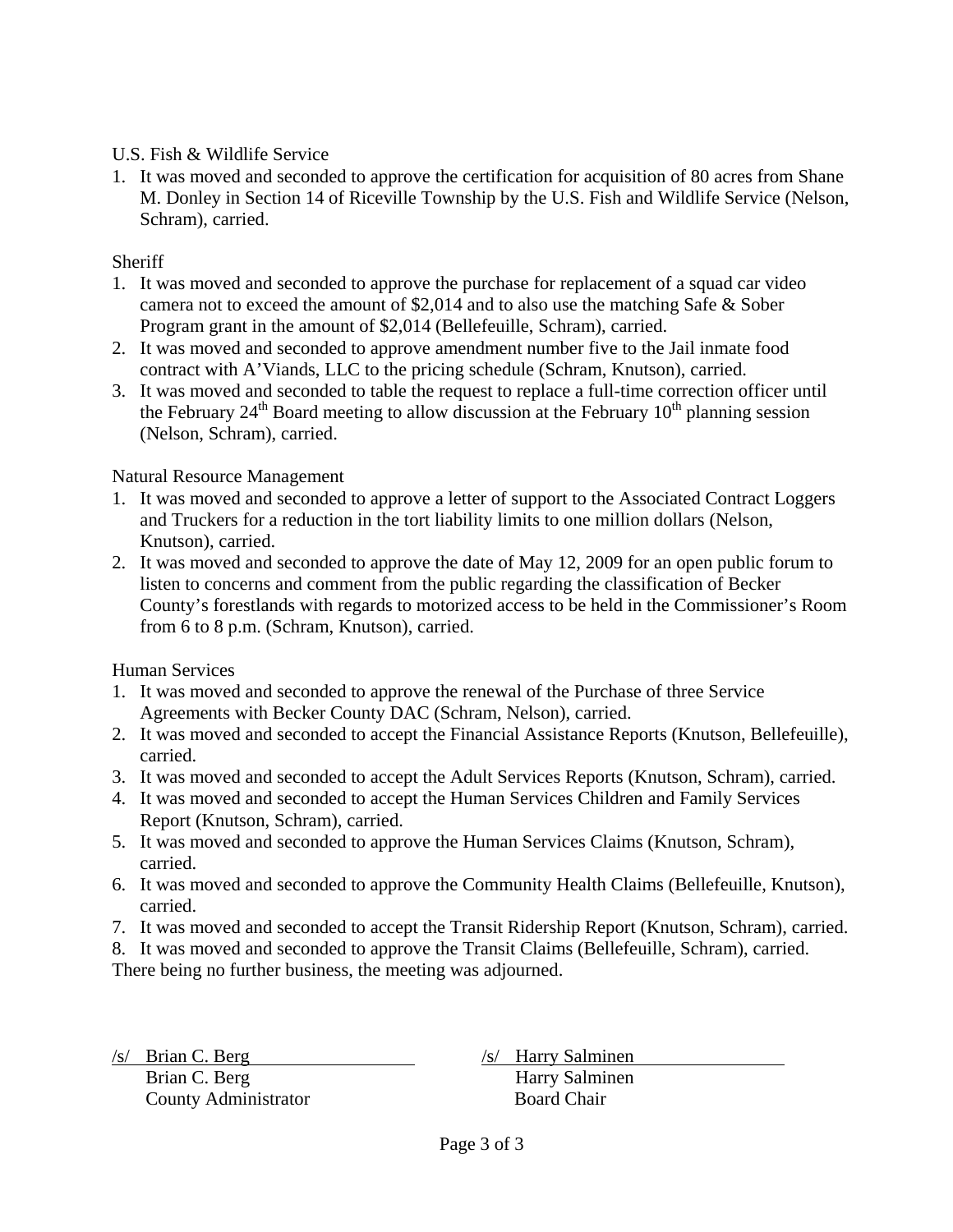U.S. Fish & Wildlife Service

1. It was moved and seconded to approve the certification for acquisition of 80 acres from Shane M. Donley in Section 14 of Riceville Township by the U.S. Fish and Wildlife Service (Nelson, Schram), carried.

Sheriff

1. It was moved and seconded to approve the purchase for replacement of a squad car video camera not to exceed the amount of $2,014 and to also use the matching Safe & Sober Program grant in the amount of $2,014 (Bellefeuille, Schram), carried.
2. It was moved and seconded to approve amendment number five to the Jail inmate food contract with A'Viands, LLC to the pricing schedule (Schram, Knutson), carried.
3. It was moved and seconded to table the request to replace a full-time correction officer until the February 24th Board meeting to allow discussion at the February 10th planning session (Nelson, Schram), carried.

Natural Resource Management

1. It was moved and seconded to approve a letter of support to the Associated Contract Loggers and Truckers for a reduction in the tort liability limits to one million dollars (Nelson, Knutson), carried.
2. It was moved and seconded to approve the date of May 12, 2009 for an open public forum to listen to concerns and comment from the public regarding the classification of Becker County's forestlands with regards to motorized access to be held in the Commissioner's Room from 6 to 8 p.m. (Schram, Knutson), carried.

Human Services

1. It was moved and seconded to approve the renewal of the Purchase of three Service Agreements with Becker County DAC (Schram, Nelson), carried.
2. It was moved and seconded to accept the Financial Assistance Reports (Knutson, Bellefeuille), carried.
3. It was moved and seconded to accept the Adult Services Reports (Knutson, Schram), carried.
4. It was moved and seconded to accept the Human Services Children and Family Services Report (Knutson, Schram), carried.
5. It was moved and seconded to approve the Human Services Claims (Knutson, Schram), carried.
6. It was moved and seconded to approve the Community Health Claims (Bellefeuille, Knutson), carried.
7. It was moved and seconded to accept the Transit Ridership Report (Knutson, Schram), carried.
8. It was moved and seconded to approve the Transit Claims (Bellefeuille, Schram), carried.

There being no further business, the meeting was adjourned.

/s/ Brian C. Berg
Brian C. Berg
County Administrator

/s/ Harry Salminen
Harry Salminen
Board Chair